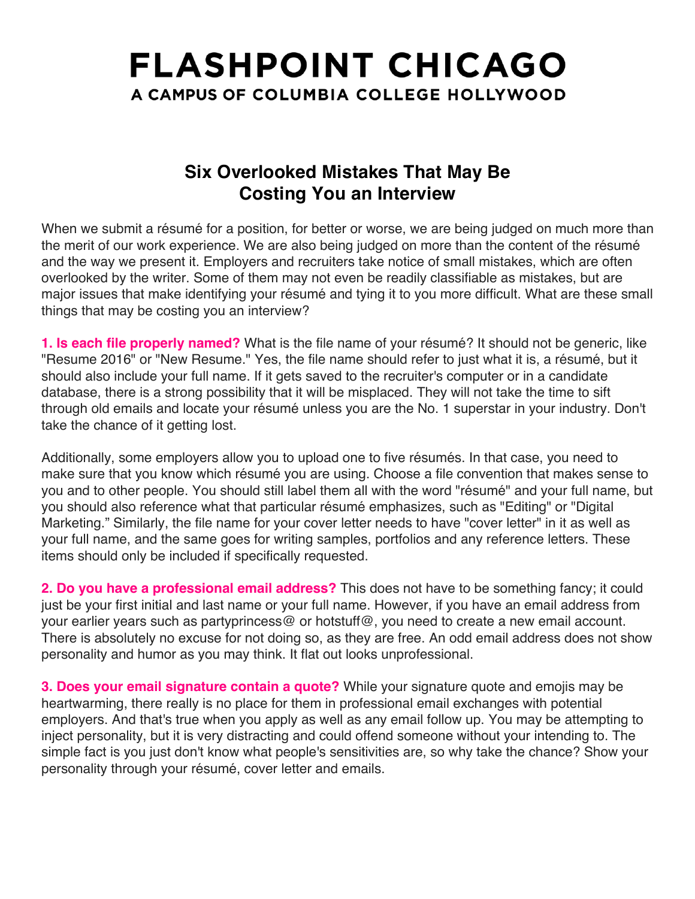# FLASHPOINT CHICAGO

**A CAMPUS OF COLUMBIA COLLEGE HOLLYWOOD**

## Six Overlooked Mistakes That May Be Costing You an Interview

When we submit a résumé for a position, for better or worse, we are being judged on much more than the merit of our work experience. We are also being judged on more than the content of the résumé and the way we present it. Employers and recruiters take notice of small mistakes, which are often overlooked by the writer. Some of them may not even be readily classifiable as mistakes, but are major issues that make identifying your résumé and tying it to you more difficult. What are these small things that may be costing you an interview?

**1. Is each file properly named?** What is the file name of your résumé? It should not be generic, like "Resume 2016" or "New Resume." Yes, the file name should refer to just what it is, a résumé, but it should also include your full name. If it gets saved to the recruiter's computer or in a candidate database, there is a strong possibility that it will be misplaced. They will not take the time to sift through old emails and locate your résumé unless you are the No. 1 superstar in your industry. Don't take the chance of it getting lost.

Additionally, some employers allow you to upload one to five résumés. In that case, you need to make sure that you know which résumé you are using. Choose a file convention that makes sense to you and to other people. You should still label them all with the word "résumé" and your full name, but you should also reference what that particular résumé emphasizes, such as "Editing" or "Digital Marketing." Similarly, the file name for your cover letter needs to have "cover letter" in it as well as your full name, and the same goes for writing samples, portfolios and any reference letters. These items should only be included if specifically requested.

**2. Do you have a professional email address?** This does not have to be something fancy; it could just be your first initial and last name or your full name. However, if you have an email address from your earlier years such as partyprincess@ or hotstuff@, you need to create a new email account. There is absolutely no excuse for not doing so, as they are free. An odd email address does not show personality and humor as you may think. It flat out looks unprofessional.

**3. Does your email signature contain a quote?** While your signature quote and emojis may be heartwarming, there really is no place for them in professional email exchanges with potential employers. And that's true when you apply as well as any email follow up. You may be attempting to inject personality, but it is very distracting and could offend someone without your intending to. The simple fact is you just don't know what people's sensitivities are, so why take the chance? Show your personality through your résumé, cover letter and emails.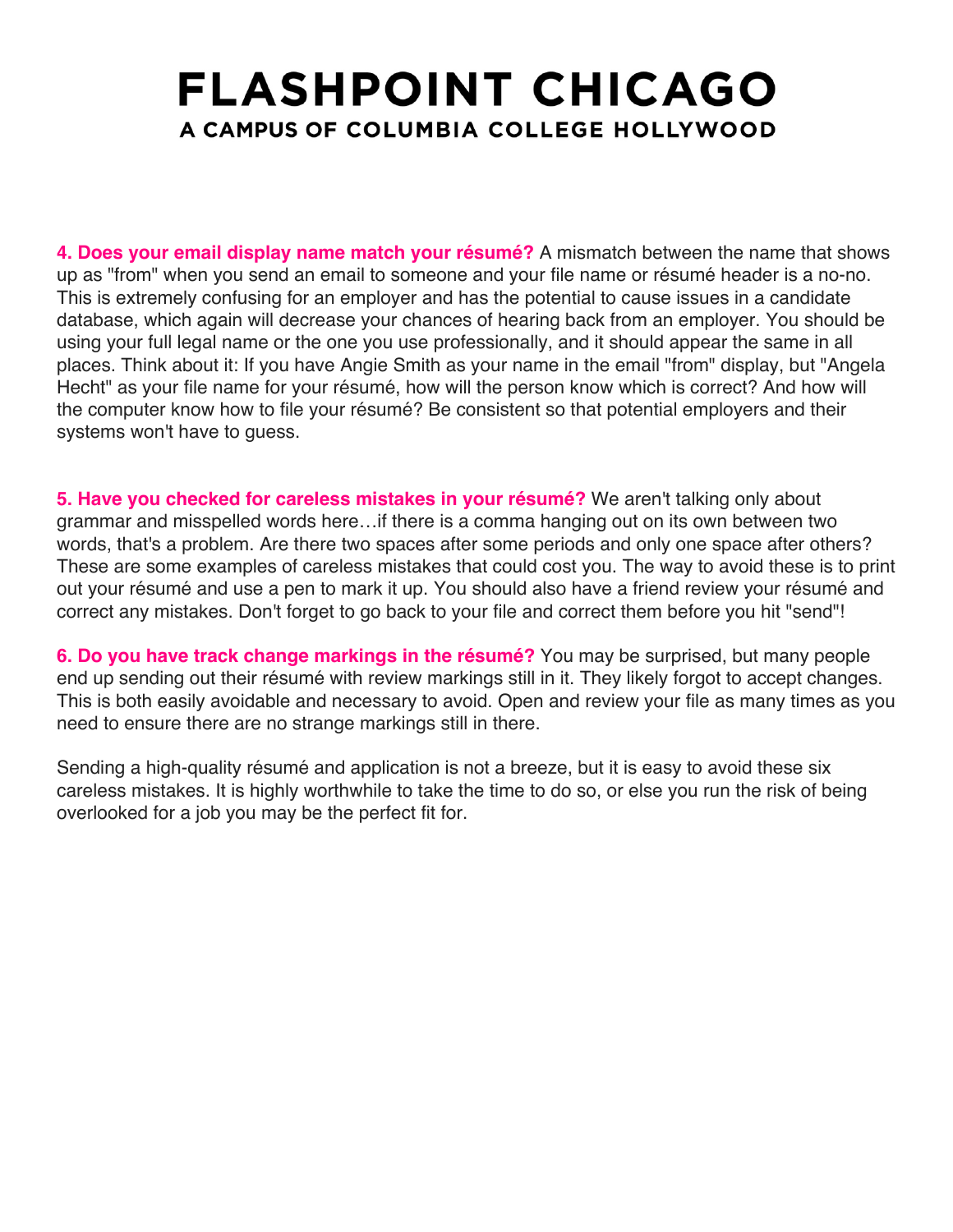**4. Does your email display name match your résumé?** A mismatch between the name that shows up as "from" when you send an email to someone and your file name or résumé header is a no-no. This is extremely confusing for an employer and has the potential to cause issues in a candidate database, which again will decrease your chances of hearing back from an employer. You should be using your full legal name or the one you use professionally, and it should appear the same in all places. Think about it: If you have Angie Smith as your name in the email "from" display, but "Angela Hecht" as your file name for your résumé, how will the person know which is correct? And how will the computer know how to file your résumé? Be consistent so that potential employers and their systems won't have to guess.

**5. Have you checked for careless mistakes in your résumé?** We aren't talking only about grammar and misspelled words here…if there is a comma hanging out on its own between two words, that's a problem. Are there two spaces after some periods and only one space after others? These are some examples of careless mistakes that could cost you. The way to avoid these is to print out your résumé and use a pen to mark it up. You should also have a friend review your résumé and correct any mistakes. Don't forget to go back to your file and correct them before you hit "send"!

**6. Do you have track change markings in the résumé?** You may be surprised, but many people end up sending out their résumé with review markings still in it. They likely forgot to accept changes. This is both easily avoidable and necessary to avoid. Open and review your file as many times as you need to ensure there are no strange markings still in there.

Sending a high-quality résumé and application is not a breeze, but it is easy to avoid these six careless mistakes. It is highly worthwhile to take the time to do so, or else you run the risk of being overlooked for a job you may be the perfect fit for.